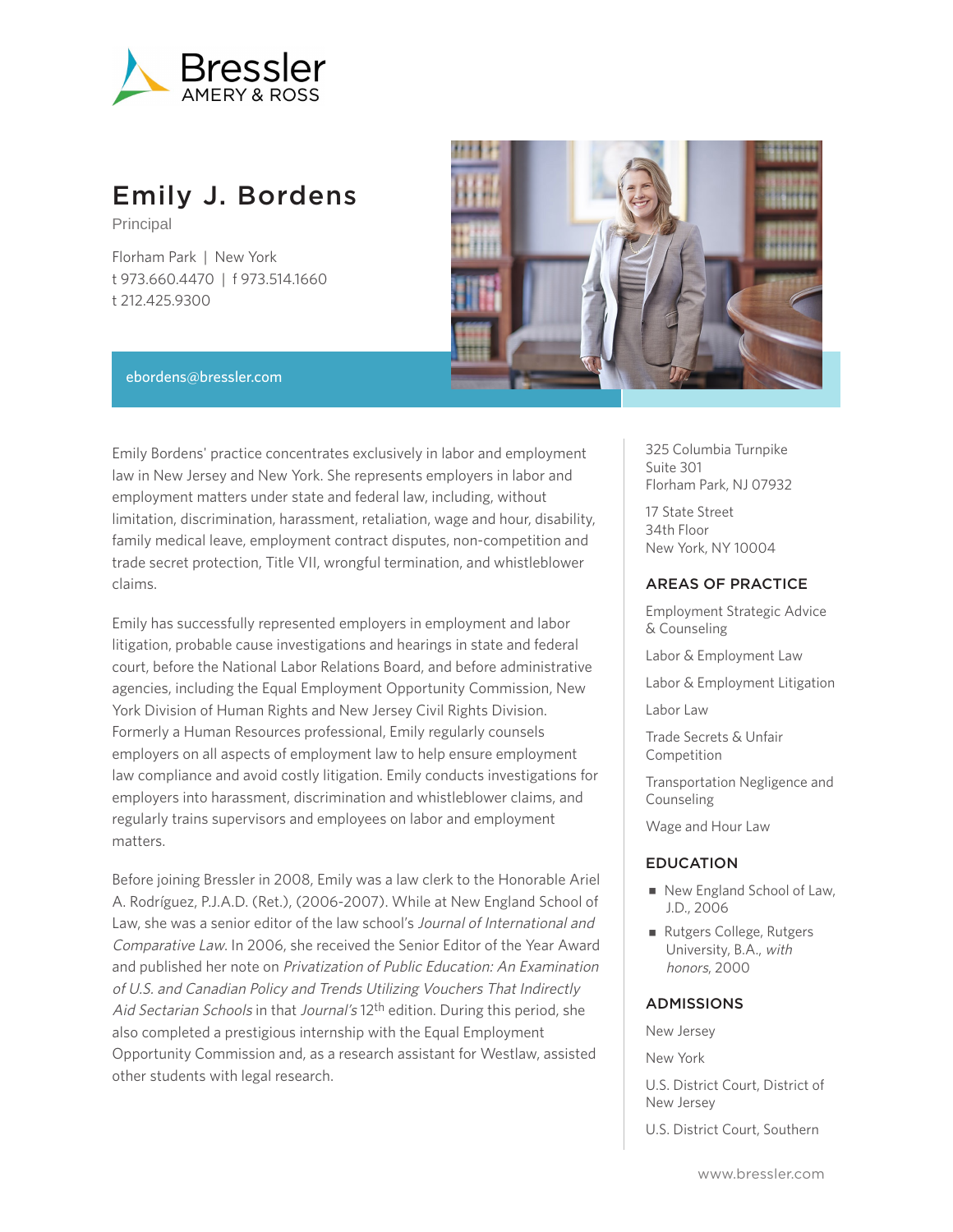Bressler AMERY & ROSS

# Emily J. Bordens

Principal

Florham Park | New York
t 973.660.4470 | f 973.514.1660
t 212.425.9300

ebordens@bressler.com

Emily Bordens' practice concentrates exclusively in labor and employment law in New Jersey and New York. She represents employers in labor and employment matters under state and federal law, including, without limitation, discrimination, harassment, retaliation, wage and hour, disability, family medical leave, employment contract disputes, non-competition and trade secret protection, Title VII, wrongful termination, and whistleblower claims.

Emily has successfully represented employers in employment and labor litigation, probable cause investigations and hearings in state and federal court, before the National Labor Relations Board, and before administrative agencies, including the Equal Employment Opportunity Commission, New York Division of Human Rights and New Jersey Civil Rights Division. Formerly a Human Resources professional, Emily regularly counsels employers on all aspects of employment law to help ensure employment law compliance and avoid costly litigation. Emily conducts investigations for employers into harassment, discrimination and whistleblower claims, and regularly trains supervisors and employees on labor and employment matters.

Before joining Bressler in 2008, Emily was a law clerk to the Honorable Ariel A. Rodríguez, P.J.A.D. (Ret.), (2006-2007). While at New England School of Law, she was a senior editor of the law school's *Journal of International and Comparative Law*. In 2006, she received the Senior Editor of the Year Award and published her note on *Privatization of Public Education: An Examination of U.S. and Canadian Policy and Trends Utilizing Vouchers That Indirectly Aid Sectarian Schools* in that *Journal's* 12th edition. During this period, she also completed a prestigious internship with the Equal Employment Opportunity Commission and, as a research assistant for Westlaw, assisted other students with legal research.

325 Columbia Turnpike
Suite 301
Florham Park, NJ 07932

17 State Street
34th Floor
New York, NY 10004

## AREAS OF PRACTICE

Employment Strategic Advice & Counseling

Labor & Employment Law

Labor & Employment Litigation

Labor Law

Trade Secrets & Unfair Competition

Transportation Negligence and Counseling

Wage and Hour Law

## EDUCATION

- New England School of Law, J.D., 2006
- Rutgers College, Rutgers University, B.A., *with honors*, 2000

## ADMISSIONS

New Jersey

New York

U.S. District Court, District of New Jersey

U.S. District Court, Southern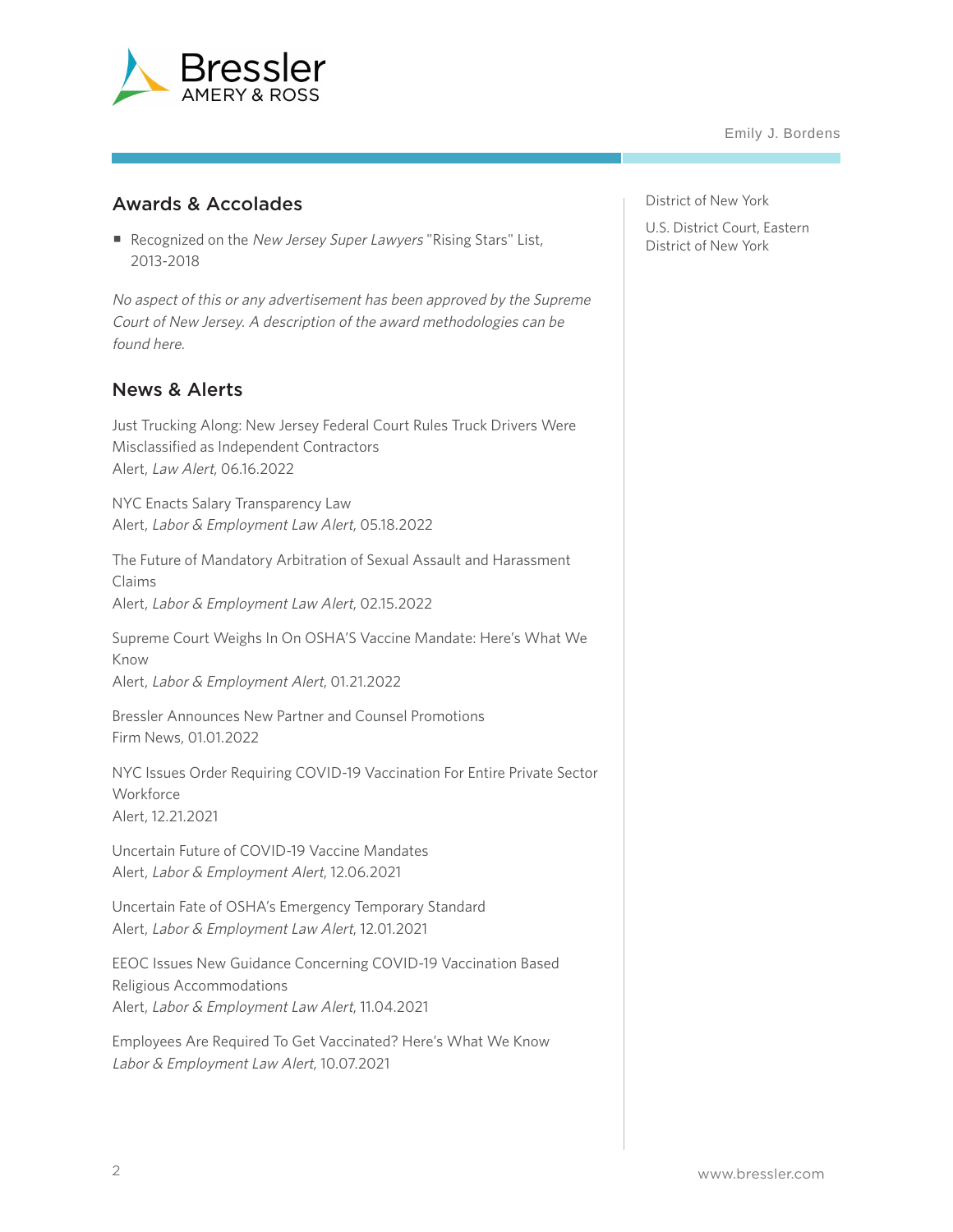## Awards & Accolades

- Recognized on the *New Jersey Super Lawyers* "Rising Stars" List, 2013-2018

*No aspect of this or any advertisement has been approved by the Supreme Court of New Jersey. A description of the award methodologies can be found here.*

## News & Alerts

Just Trucking Along: New Jersey Federal Court Rules Truck Drivers Were Misclassified as Independent Contractors
Alert, *Law Alert*, 06.16.2022

NYC Enacts Salary Transparency Law
Alert, *Labor & Employment Law Alert*, 05.18.2022

The Future of Mandatory Arbitration of Sexual Assault and Harassment Claims
Alert, *Labor & Employment Law Alert*, 02.15.2022

Supreme Court Weighs In On OSHA'S Vaccine Mandate: Here's What We Know
Alert, *Labor & Employment Alert*, 01.21.2022

Bressler Announces New Partner and Counsel Promotions
Firm News, 01.01.2022

NYC Issues Order Requiring COVID-19 Vaccination For Entire Private Sector Workforce
Alert, 12.21.2021

Uncertain Future of COVID-19 Vaccine Mandates
Alert, *Labor & Employment Alert*, 12.06.2021

Uncertain Fate of OSHA's Emergency Temporary Standard
Alert, *Labor & Employment Law Alert*, 12.01.2021

EEOC Issues New Guidance Concerning COVID-19 Vaccination Based Religious Accommodations
Alert, *Labor & Employment Law Alert*, 11.04.2021

Employees Are Required To Get Vaccinated? Here's What We Know
*Labor & Employment Law Alert*, 10.07.2021

District of New York

U.S. District Court, Eastern District of New York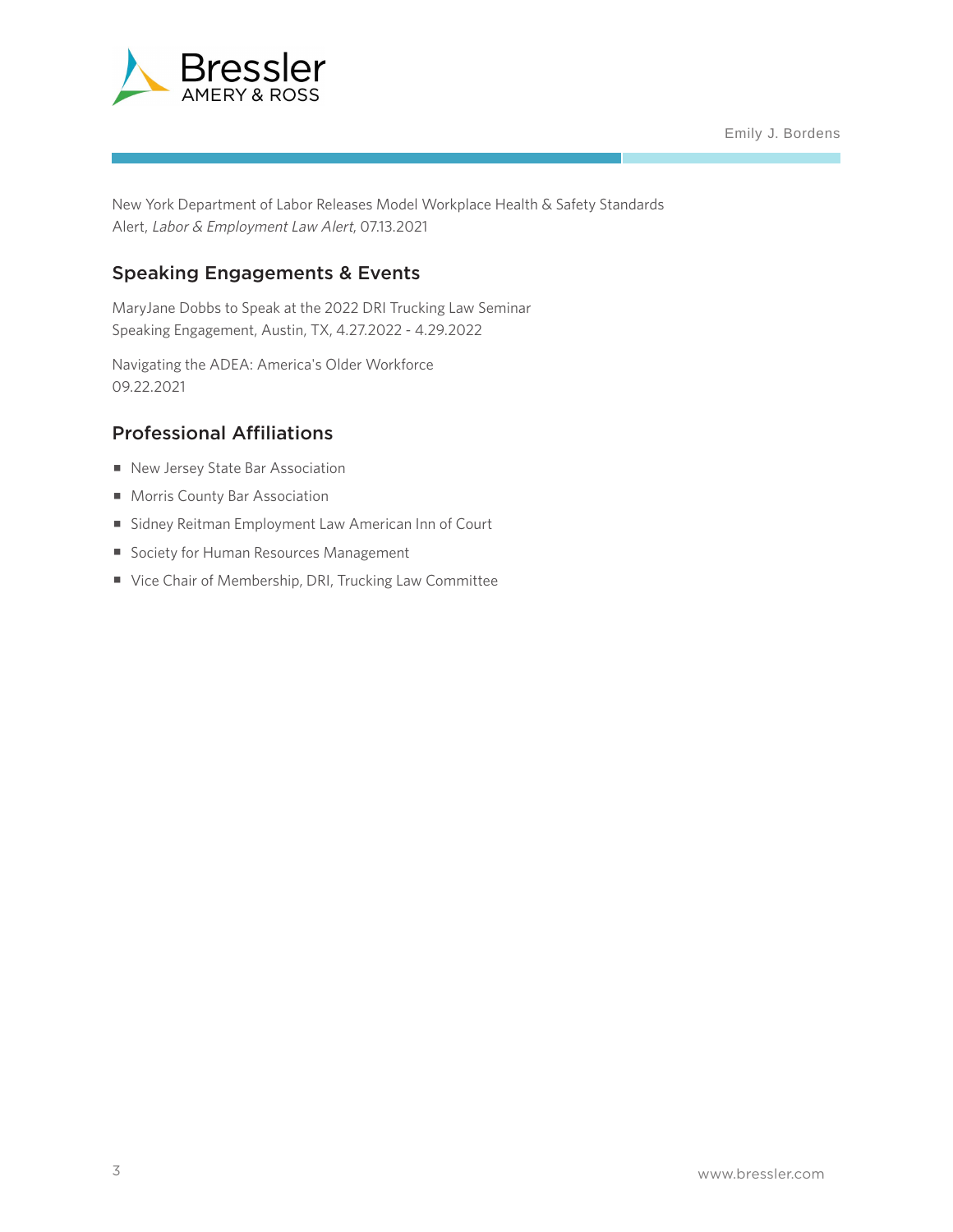New York Department of Labor Releases Model Workplace Health & Safety Standards
Alert, *Labor & Employment Law Alert*, 07.13.2021

## Speaking Engagements & Events

MaryJane Dobbs to Speak at the 2022 DRI Trucking Law Seminar
Speaking Engagement, Austin, TX, 4.27.2022 - 4.29.2022

Navigating the ADEA: America's Older Workforce
09.22.2021

## Professional Affiliations

- New Jersey State Bar Association
- Morris County Bar Association
- Sidney Reitman Employment Law American Inn of Court
- Society for Human Resources Management
- Vice Chair of Membership, DRI, Trucking Law Committee